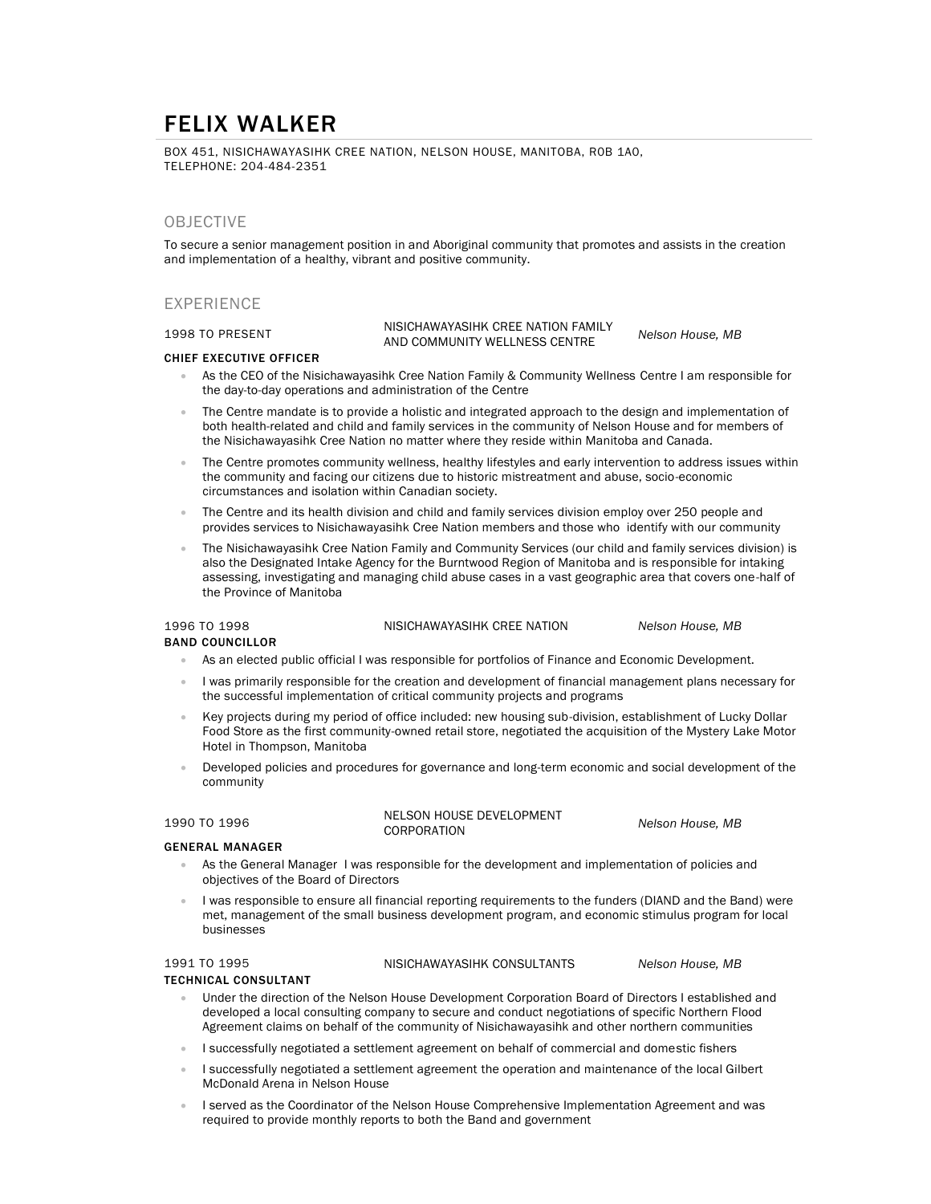# FELIX WALKER

BOX 451, NISICHAWAYASIHK CREE NATION, NELSON HOUSE, MANITOBA, R0B 1A0,
TELEPHONE: 204-484-2351

## OBJECTIVE

To secure a senior management position in and Aboriginal community that promotes and assists in the creation and implementation of a healthy, vibrant and positive community.

## EXPERIENCE

1998 TO PRESENT — NISICHAWAYASIHK CREE NATION FAMILY AND COMMUNITY WELLNESS CENTRE — *Nelson House, MB*

**CHIEF EXECUTIVE OFFICER**

- As the CEO of the Nisichawayasihk Cree Nation Family & Community Wellness Centre I am responsible for the day-to-day operations and administration of the Centre
- The Centre mandate is to provide a holistic and integrated approach to the design and implementation of both health-related and child and family services in the community of Nelson House and for members of the Nisichawayasihk Cree Nation no matter where they reside within Manitoba and Canada.
- The Centre promotes community wellness, healthy lifestyles and early intervention to address issues within the community and facing our citizens due to historic mistreatment and abuse, socio-economic circumstances and isolation within Canadian society.
- The Centre and its health division and child and family services division employ over 250 people and provides services to Nisichawayasihk Cree Nation members and those who identify with our community
- The Nisichawayasihk Cree Nation Family and Community Services (our child and family services division) is also the Designated Intake Agency for the Burntwood Region of Manitoba and is responsible for intaking assessing, investigating and managing child abuse cases in a vast geographic area that covers one-half of the Province of Manitoba

1996 TO 1998 — NISICHAWAYASIHK CREE NATION — *Nelson House, MB*

**BAND COUNCILLOR**

- As an elected public official I was responsible for portfolios of Finance and Economic Development.
- I was primarily responsible for the creation and development of financial management plans necessary for the successful implementation of critical community projects and programs
- Key projects during my period of office included: new housing sub-division, establishment of Lucky Dollar Food Store as the first community-owned retail store, negotiated the acquisition of the Mystery Lake Motor Hotel in Thompson, Manitoba
- Developed policies and procedures for governance and long-term economic and social development of the community

1990 TO 1996 — NELSON HOUSE DEVELOPMENT CORPORATION — *Nelson House, MB*

**GENERAL MANAGER**

- As the General Manager I was responsible for the development and implementation of policies and objectives of the Board of Directors
- I was responsible to ensure all financial reporting requirements to the funders (DIAND and the Band) were met, management of the small business development program, and economic stimulus program for local businesses

1991 TO 1995 — NISICHAWAYASIHK CONSULTANTS — *Nelson House, MB*

**TECHNICAL CONSULTANT**

- Under the direction of the Nelson House Development Corporation Board of Directors I established and developed a local consulting company to secure and conduct negotiations of specific Northern Flood Agreement claims on behalf of the community of Nisichawayasihk and other northern communities
- I successfully negotiated a settlement agreement on behalf of commercial and domestic fishers
- I successfully negotiated a settlement agreement the operation and maintenance of the local Gilbert McDonald Arena in Nelson House
- I served as the Coordinator of the Nelson House Comprehensive Implementation Agreement and was required to provide monthly reports to both the Band and government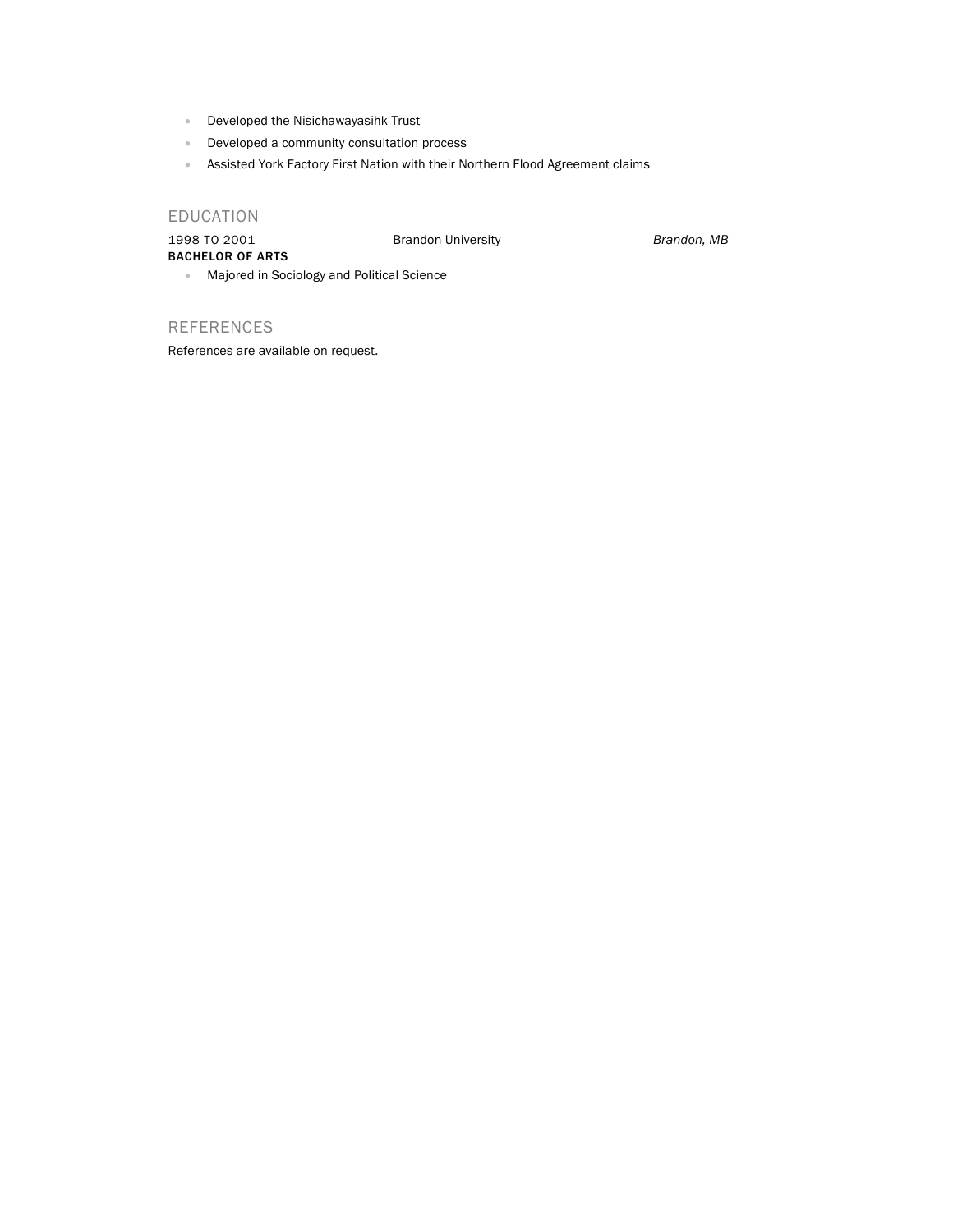- Developed the Nisichawayasihk Trust
- Developed a community consultation process
- Assisted York Factory First Nation with their Northern Flood Agreement claims

## EDUCATION

1998 TO 2001 Brandon University *Brandon, MB*

**BACHELOR OF ARTS**

- Majored in Sociology and Political Science

## REFERENCES

References are available on request.